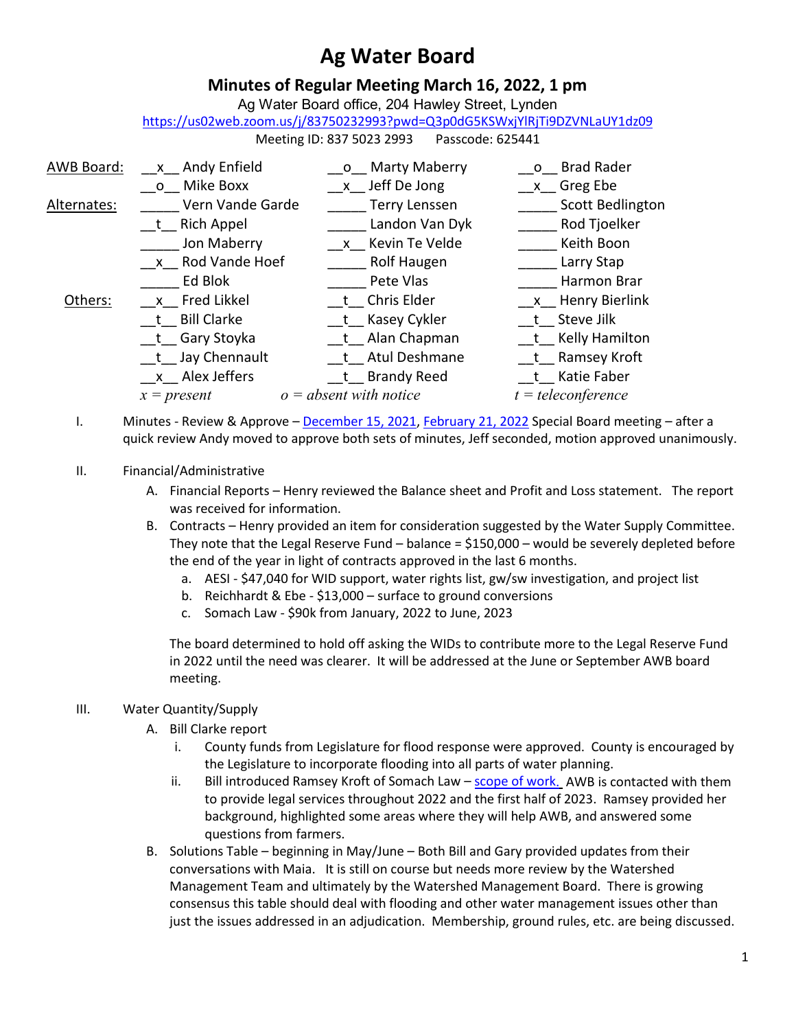# Ag Water Board

## Minutes of Regular Meeting March 16, 2022, 1 pm

Ag Water Board office, 204 Hawley Street, Lynden

https://us02web.zoom.us/j/83750232993?pwd=Q3p0dG5KSWxjYlRjTi9DZVNLaUY1dz09

Meeting ID: 837 5023 2993 Passcode: 625441

| | | | |
|---|---|---|---|
| AWB Board: | __x__ Andy Enfield | __o__ Marty Maberry | __o__ Brad Rader |
| | __o__ Mike Boxx | __x__ Jeff De Jong | __x__ Greg Ebe |
| Alternates: | _____ Vern Vande Garde | _____ Terry Lenssen | _____ Scott Bedlington |
| | __t__ Rich Appel | _____ Landon Van Dyk | _____ Rod Tjoelker |
| | _____ Jon Maberry | __x__ Kevin Te Velde | _____ Keith Boon |
| | __x__ Rod Vande Hoef | _____ Rolf Haugen | _____ Larry Stap |
| | _____ Ed Blok | _____ Pete Vlas | _____ Harmon Brar |
| Others: | __x__ Fred Likkel | __t__ Chris Elder | __x__ Henry Bierlink |
| | __t__ Bill Clarke | __t__ Kasey Cykler | __t__ Steve Jilk |
| | __t__ Gary Stoyka | __t__ Alan Chapman | __t__ Kelly Hamilton |
| | __t__ Jay Chennault | __t__ Atul Deshmane | __t__ Ramsey Kroft |
| | __x__ Alex Jeffers | __t__ Brandy Reed | __t__ Katie Faber |
| | *x = present* | *o = absent with notice* | *t = teleconference* |

I. Minutes - Review & Approve – December 15, 2021, February 21, 2022 Special Board meeting – after a quick review Andy moved to approve both sets of minutes, Jeff seconded, motion approved unanimously.

II. Financial/Administrative

A. Financial Reports – Henry reviewed the Balance sheet and Profit and Loss statement. The report was received for information.

B. Contracts – Henry provided an item for consideration suggested by the Water Supply Committee. They note that the Legal Reserve Fund – balance = $150,000 – would be severely depleted before the end of the year in light of contracts approved in the last 6 months.

a. AESI - $47,040 for WID support, water rights list, gw/sw investigation, and project list
b. Reichhardt & Ebe - $13,000 – surface to ground conversions
c. Somach Law - $90k from January, 2022 to June, 2023

The board determined to hold off asking the WIDs to contribute more to the Legal Reserve Fund in 2022 until the need was clearer. It will be addressed at the June or September AWB board meeting.

III. Water Quantity/Supply

A. Bill Clarke report

i. County funds from Legislature for flood response were approved. County is encouraged by the Legislature to incorporate flooding into all parts of water planning.

ii. Bill introduced Ramsey Kroft of Somach Law – scope of work. AWB is contacted with them to provide legal services throughout 2022 and the first half of 2023. Ramsey provided her background, highlighted some areas where they will help AWB, and answered some questions from farmers.

B. Solutions Table – beginning in May/June – Both Bill and Gary provided updates from their conversations with Maia. It is still on course but needs more review by the Watershed Management Team and ultimately by the Watershed Management Board. There is growing consensus this table should deal with flooding and other water management issues other than just the issues addressed in an adjudication. Membership, ground rules, etc. are being discussed.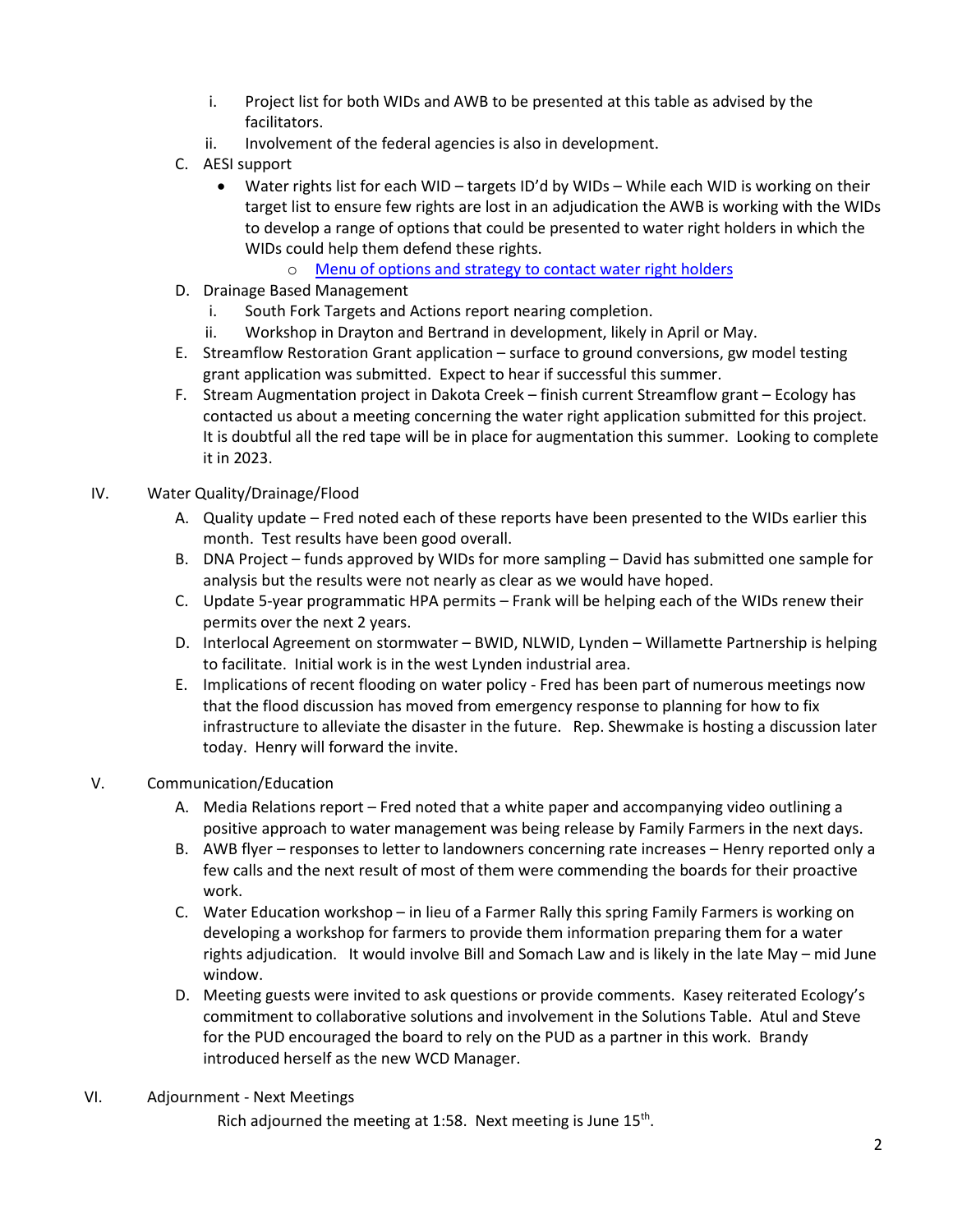i. Project list for both WIDs and AWB to be presented at this table as advised by the facilitators.
ii. Involvement of the federal agencies is also in development.

C. AESI support
   - Water rights list for each WID – targets ID'd by WIDs – While each WID is working on their target list to ensure few rights are lost in an adjudication the AWB is working with the WIDs to develop a range of options that could be presented to water right holders in which the WIDs could help them defend these rights.
     - Menu of options and strategy to contact water right holders

D. Drainage Based Management
   i. South Fork Targets and Actions report nearing completion.
   ii. Workshop in Drayton and Bertrand in development, likely in April or May.

E. Streamflow Restoration Grant application – surface to ground conversions, gw model testing grant application was submitted. Expect to hear if successful this summer.

F. Stream Augmentation project in Dakota Creek – finish current Streamflow grant – Ecology has contacted us about a meeting concerning the water right application submitted for this project. It is doubtful all the red tape will be in place for augmentation this summer. Looking to complete it in 2023.

IV. Water Quality/Drainage/Flood

A. Quality update – Fred noted each of these reports have been presented to the WIDs earlier this month. Test results have been good overall.

B. DNA Project – funds approved by WIDs for more sampling – David has submitted one sample for analysis but the results were not nearly as clear as we would have hoped.

C. Update 5-year programmatic HPA permits – Frank will be helping each of the WIDs renew their permits over the next 2 years.

D. Interlocal Agreement on stormwater – BWID, NLWID, Lynden – Willamette Partnership is helping to facilitate. Initial work is in the west Lynden industrial area.

E. Implications of recent flooding on water policy - Fred has been part of numerous meetings now that the flood discussion has moved from emergency response to planning for how to fix infrastructure to alleviate the disaster in the future. Rep. Shewmake is hosting a discussion later today. Henry will forward the invite.

V. Communication/Education

A. Media Relations report – Fred noted that a white paper and accompanying video outlining a positive approach to water management was being release by Family Farmers in the next days.

B. AWB flyer – responses to letter to landowners concerning rate increases – Henry reported only a few calls and the next result of most of them were commending the boards for their proactive work.

C. Water Education workshop – in lieu of a Farmer Rally this spring Family Farmers is working on developing a workshop for farmers to provide them information preparing them for a water rights adjudication. It would involve Bill and Somach Law and is likely in the late May – mid June window.

D. Meeting guests were invited to ask questions or provide comments. Kasey reiterated Ecology's commitment to collaborative solutions and involvement in the Solutions Table. Atul and Steve for the PUD encouraged the board to rely on the PUD as a partner in this work. Brandy introduced herself as the new WCD Manager.

VI. Adjournment - Next Meetings

Rich adjourned the meeting at 1:58. Next meeting is June 15th.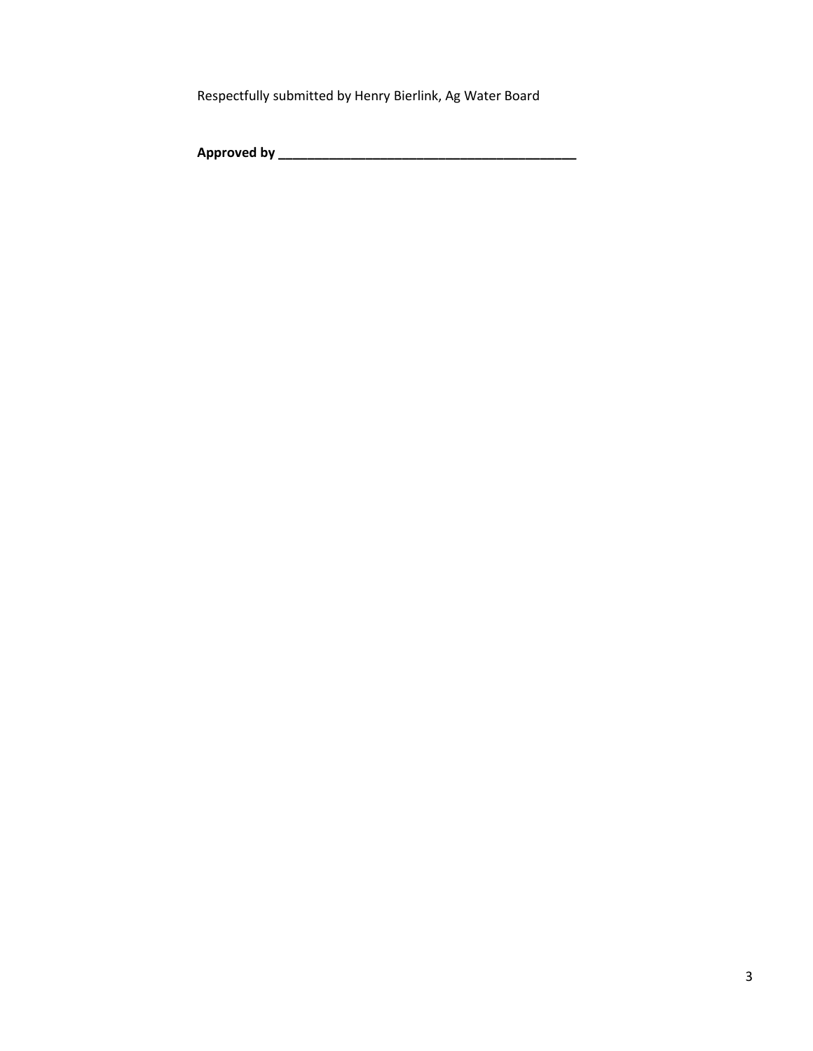Respectfully submitted by Henry Bierlink, Ag Water Board

**Approved by ___________________________________________**